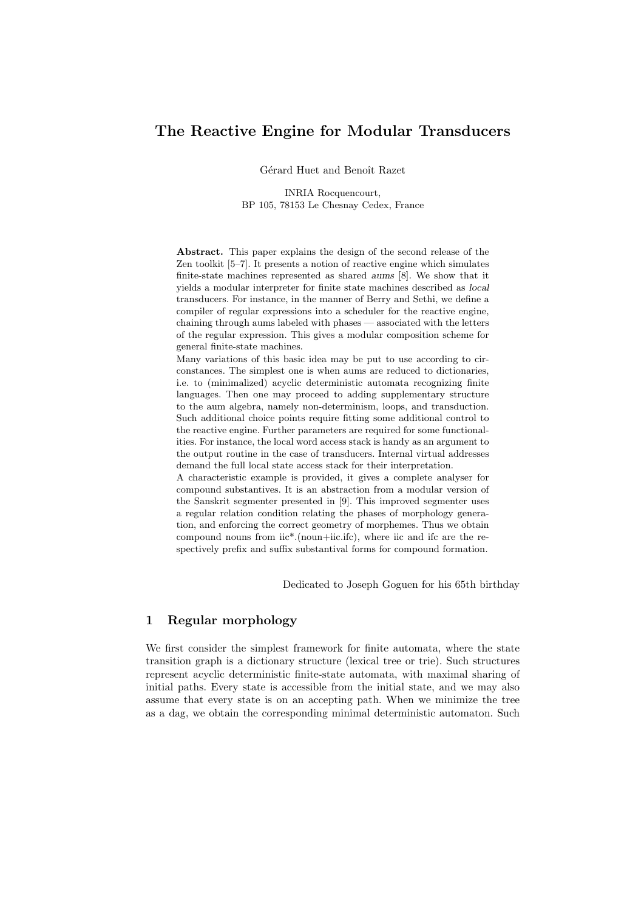# The Reactive Engine for Modular Transducers

Gérard Huet and Benoît Razet

INRIA Rocquencourt,
BP 105, 78153 Le Chesnay Cedex, France

**Abstract.** This paper explains the design of the second release of the Zen toolkit [5–7]. It presents a notion of reactive engine which simulates finite-state machines represented as shared *aums* [8]. We show that it yields a modular interpreter for finite state machines described as *local* transducers. For instance, in the manner of Berry and Sethi, we define a compiler of regular expressions into a scheduler for the reactive engine, chaining through aums labeled with phases — associated with the letters of the regular expression. This gives a modular composition scheme for general finite-state machines.
Many variations of this basic idea may be put to use according to circonstances. The simplest one is when aums are reduced to dictionaries, i.e. to (minimalized) acyclic deterministic automata recognizing finite languages. Then one may proceed to adding supplementary structure to the aum algebra, namely non-determinism, loops, and transduction. Such additional choice points require fitting some additional control to the reactive engine. Further parameters are required for some functionalities. For instance, the local word access stack is handy as an argument to the output routine in the case of transducers. Internal virtual addresses demand the full local state access stack for their interpretation.
A characteristic example is provided, it gives a complete analyser for compound substantives. It is an abstraction from a modular version of the Sanskrit segmenter presented in [9]. This improved segmenter uses a regular relation condition relating the phases of morphology generation, and enforcing the correct geometry of morphemes. Thus we obtain compound nouns from iic*.(noun+iic.ifc), where iic and ifc are the respectively prefix and suffix substantival forms for compound formation.

Dedicated to Joseph Goguen for his 65th birthday

## 1 Regular morphology

We first consider the simplest framework for finite automata, where the state transition graph is a dictionary structure (lexical tree or trie). Such structures represent acyclic deterministic finite-state automata, with maximal sharing of initial paths. Every state is accessible from the initial state, and we may also assume that every state is on an accepting path. When we minimize the tree as a dag, we obtain the corresponding minimal deterministic automaton. Such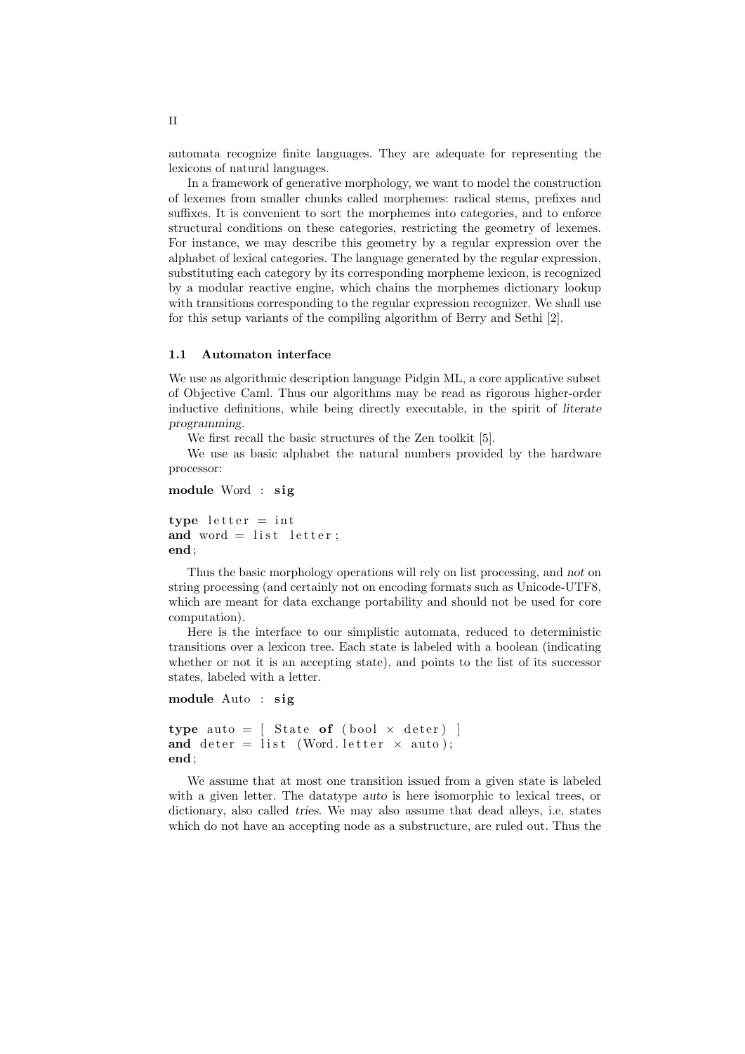automata recognize finite languages. They are adequate for representing the lexicons of natural languages.

In a framework of generative morphology, we want to model the construction of lexemes from smaller chunks called morphemes: radical stems, prefixes and suffixes. It is convenient to sort the morphemes into categories, and to enforce structural conditions on these categories, restricting the geometry of lexemes. For instance, we may describe this geometry by a regular expression over the alphabet of lexical categories. The language generated by the regular expression, substituting each category by its corresponding morpheme lexicon, is recognized by a modular reactive engine, which chains the morphemes dictionary lookup with transitions corresponding to the regular expression recognizer. We shall use for this setup variants of the compiling algorithm of Berry and Sethi [2].

### 1.1 Automaton interface

We use as algorithmic description language Pidgin ML, a core applicative subset of Objective Caml. Thus our algorithms may be read as rigorous higher-order inductive definitions, while being directly executable, in the spirit of *literate programming*.

We first recall the basic structures of the Zen toolkit [5].

We use as basic alphabet the natural numbers provided by the hardware processor:

```
module Word : sig

type letter = int
and word = list letter;
end;
```

Thus the basic morphology operations will rely on list processing, and *not* on string processing (and certainly not on encoding formats such as Unicode-UTF8, which are meant for data exchange portability and should not be used for core computation).

Here is the interface to our simplistic automata, reduced to deterministic transitions over a lexicon tree. Each state is labeled with a boolean (indicating whether or not it is an accepting state), and points to the list of its successor states, labeled with a letter.

```
module Auto : sig

type auto = [ State of (bool × deter) ]
and deter = list (Word.letter × auto);
end;
```

We assume that at most one transition issued from a given state is labeled with a given letter. The datatype *auto* is here isomorphic to lexical trees, or dictionary, also called *tries*. We may also assume that dead alleys, i.e. states which do not have an accepting node as a substructure, are ruled out. Thus the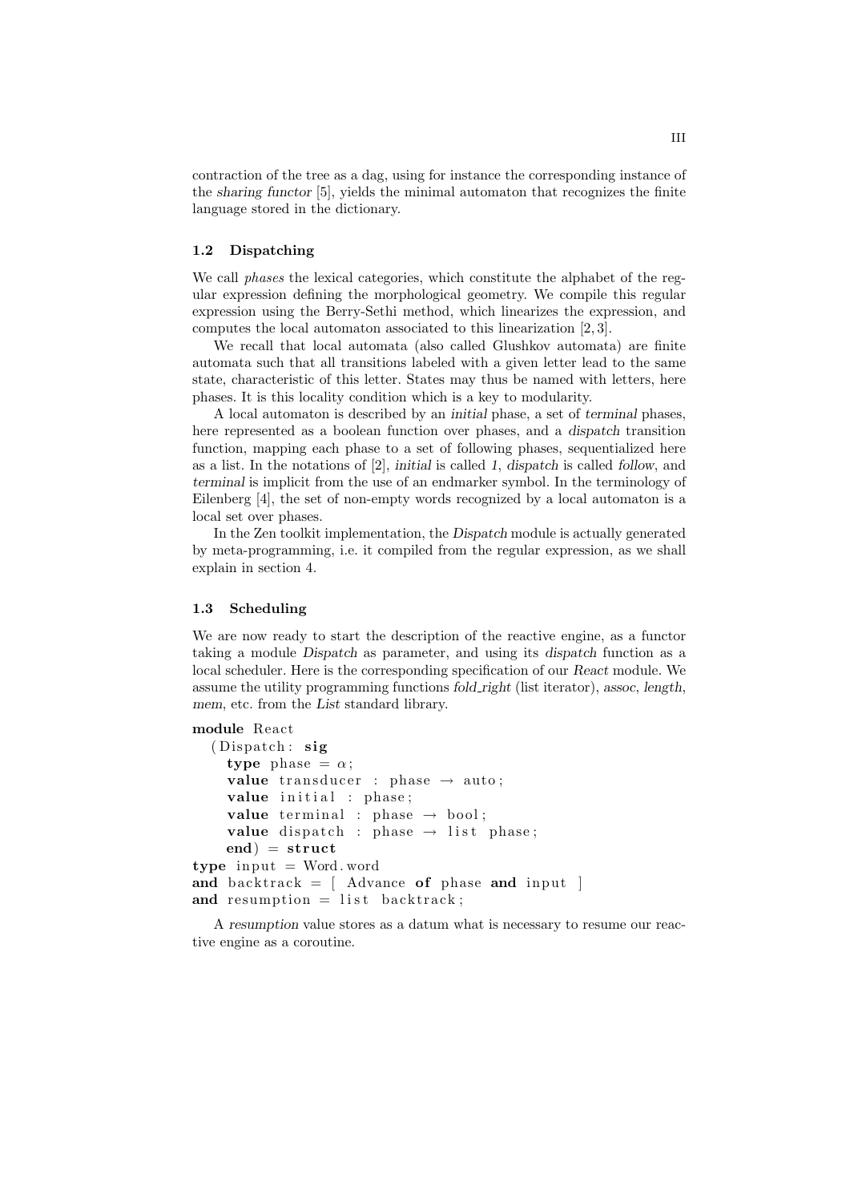contraction of the tree as a dag, using for instance the corresponding instance of the *sharing functor* [5], yields the minimal automaton that recognizes the finite language stored in the dictionary.

### 1.2 Dispatching

We call *phases* the lexical categories, which constitute the alphabet of the regular expression defining the morphological geometry. We compile this regular expression using the Berry-Sethi method, which linearizes the expression, and computes the local automaton associated to this linearization [2, 3].

We recall that local automata (also called Glushkov automata) are finite automata such that all transitions labeled with a given letter lead to the same state, characteristic of this letter. States may thus be named with letters, here phases. It is this locality condition which is a key to modularity.

A local automaton is described by an *initial* phase, a set of *terminal* phases, here represented as a boolean function over phases, and a *dispatch* transition function, mapping each phase to a set of following phases, sequentialized here as a list. In the notations of [2], *initial* is called *1*, *dispatch* is called *follow*, and *terminal* is implicit from the use of an endmarker symbol. In the terminology of Eilenberg [4], the set of non-empty words recognized by a local automaton is a local set over phases.

In the Zen toolkit implementation, the *Dispatch* module is actually generated by meta-programming, i.e. it compiled from the regular expression, as we shall explain in section 4.

### 1.3 Scheduling

We are now ready to start the description of the reactive engine, as a functor taking a module *Dispatch* as parameter, and using its *dispatch* function as a local scheduler. Here is the corresponding specification of our *React* module. We assume the utility programming functions *fold_right* (list iterator), *assoc*, *length*, *mem*, etc. from the *List* standard library.

```
module React
  (Dispatch: sig
    type phase = α;
    value transducer : phase → auto;
    value initial : phase;
    value terminal : phase → bool;
    value dispatch : phase → list phase;
    end) = struct
type input = Word.word
and backtrack = [ Advance of phase and input ]
and resumption = list backtrack;
```

A *resumption* value stores as a datum what is necessary to resume our reactive engine as a coroutine.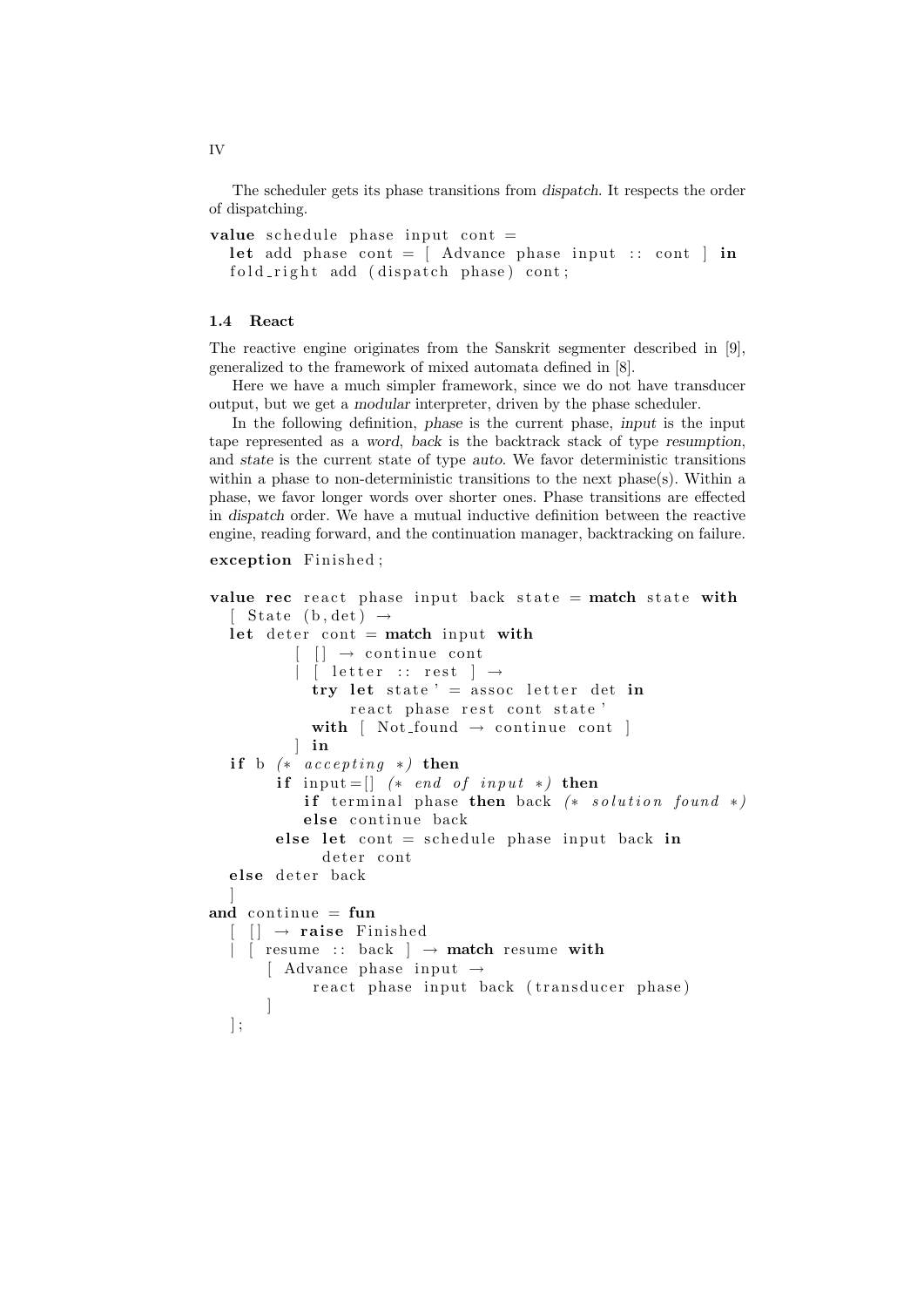The scheduler gets its phase transitions from *dispatch*. It respects the order of dispatching.

```
value schedule phase input cont =
  let add phase cont = [ Advance phase input :: cont ] in
  fold_right add (dispatch phase) cont;
```

### 1.4 React

The reactive engine originates from the Sanskrit segmenter described in [9], generalized to the framework of mixed automata defined in [8].

Here we have a much simpler framework, since we do not have transducer output, but we get a *modular* interpreter, driven by the phase scheduler.

In the following definition, *phase* is the current phase, *input* is the input tape represented as a *word*, *back* is the backtrack stack of type *resumption*, and *state* is the current state of type *auto*. We favor deterministic transitions within a phase to non-deterministic transitions to the next phase(s). Within a phase, we favor longer words over shorter ones. Phase transitions are effected in *dispatch* order. We have a mutual inductive definition between the reactive engine, reading forward, and the continuation manager, backtracking on failure.

```
exception Finished;

value rec react phase input back state = match state with
  [ State (b,det) →
  let deter cont = match input with
        [ [] → continue cont
        | [ letter :: rest ] →
          try let state' = assoc letter det in
              react phase rest cont state'
          with [ Not_found → continue cont ]
        ] in
  if b (* accepting *) then
       if input=[] (* end of input *) then
          if terminal phase then back (* solution found *)
          else continue back
       else let cont = schedule phase input back in
            deter cont
  else deter back
  ]
and continue = fun
  [ [] → raise Finished
  | [ resume :: back ] → match resume with
     [ Advance phase input →
          react phase input back (transducer phase)
     ]
  ];
```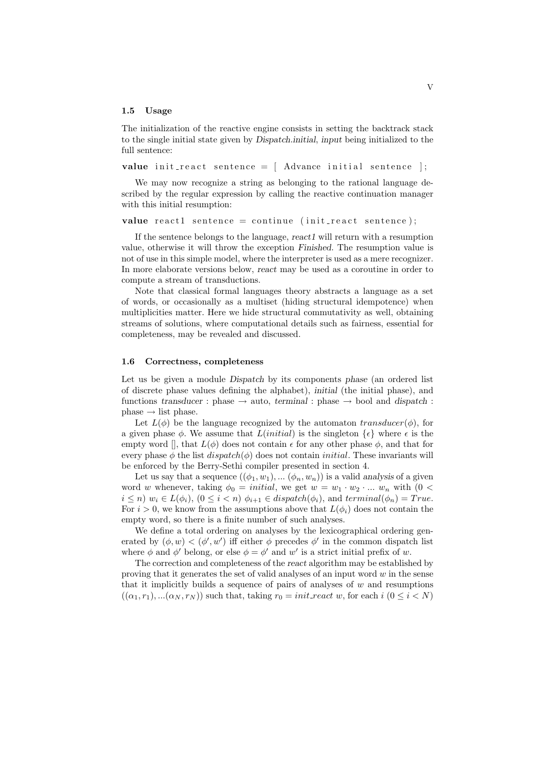### 1.5 Usage

The initialization of the reactive engine consists in setting the backtrack stack to the single initial state given by *Dispatch.initial*, *input* being initialized to the full sentence:

```
value init_react sentence = [ Advance initial sentence ];
```

We may now recognize a string as belonging to the rational language described by the regular expression by calling the reactive continuation manager with this initial resumption:

```
value react1 sentence = continue (init_react sentence);
```

If the sentence belongs to the language, *react1* will return with a resumption value, otherwise it will throw the exception *Finished*. The resumption value is not of use in this simple model, where the interpreter is used as a mere recognizer. In more elaborate versions below, *react* may be used as a coroutine in order to compute a stream of transductions.

Note that classical formal languages theory abstracts a language as a set of words, or occasionally as a multiset (hiding structural idempotence) when multiplicities matter. Here we hide structural commutativity as well, obtaining streams of solutions, where computational details such as fairness, essential for completeness, may be revealed and discussed.

### 1.6 Correctness, completeness

Let us be given a module *Dispatch* by its components *phase* (an ordered list of discrete phase values defining the alphabet), *initial* (the initial phase), and functions *transducer* : phase $\rightarrow$ auto, *terminal* : phase $\rightarrow$ bool and *dispatch* : phase $\rightarrow$ list phase.

Let $L(\phi)$ be the language recognized by the automaton $transducer(\phi)$, for a given phase $\phi$. We assume that $L(initial)$ is the singleton $\{\epsilon\}$ where $\epsilon$ is the empty word [], that $L(\phi)$ does not contain $\epsilon$ for any other phase $\phi$, and that for every phase $\phi$ the list $dispatch(\phi)$ does not contain $initial$. These invariants will be enforced by the Berry-Sethi compiler presented in section 4.

Let us say that a sequence $((\phi_1, w_1), ... (\phi_n, w_n))$ is a valid *analysis* of a given word $w$ whenever, taking $\phi_0 = initial$, we get $w = w_1 \cdot w_2 \cdot ... \ w_n$ with $(0 < i \leq n)$ $w_i \in L(\phi_i)$, $(0 \leq i < n)$ $\phi_{i+1} \in dispatch(\phi_i)$, and $terminal(\phi_n) = True$. For $i > 0$, we know from the assumptions above that $L(\phi_i)$ does not contain the empty word, so there is a finite number of such analyses.

We define a total ordering on analyses by the lexicographical ordering generated by $(\phi, w) < (\phi', w')$ iff either $\phi$ precedes $\phi'$ in the common dispatch list where $\phi$ and $\phi'$ belong, or else $\phi = \phi'$ and $w'$ is a strict initial prefix of $w$.

The correction and completeness of the *react* algorithm may be established by proving that it generates the set of valid analyses of an input word $w$ in the sense that it implicitly builds a sequence of pairs of analyses of $w$ and resumptions $((\alpha_1, r_1), ...(\alpha_N, r_N))$ such that, taking $r_0 = init\_react\ w$, for each $i$ $(0 \leq i < N)$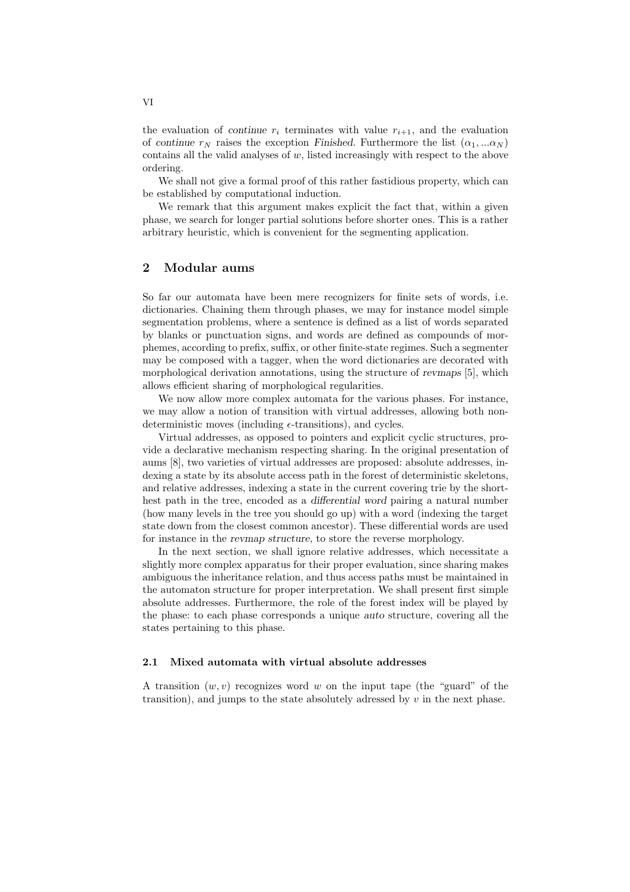the evaluation of *continue* $r_i$ terminates with value $r_{i+1}$, and the evaluation of *continue* $r_N$ raises the exception *Finished*. Furthermore the list $(\alpha_1, ...\alpha_N)$ contains all the valid analyses of $w$, listed increasingly with respect to the above ordering.

We shall not give a formal proof of this rather fastidious property, which can be established by computational induction.

We remark that this argument makes explicit the fact that, within a given phase, we search for longer partial solutions before shorter ones. This is a rather arbitrary heuristic, which is convenient for the segmenting application.

## 2 Modular aums

So far our automata have been mere recognizers for finite sets of words, i.e. dictionaries. Chaining them through phases, we may for instance model simple segmentation problems, where a sentence is defined as a list of words separated by blanks or punctuation signs, and words are defined as compounds of morphemes, according to prefix, suffix, or other finite-state regimes. Such a segmenter may be composed with a tagger, when the word dictionaries are decorated with morphological derivation annotations, using the structure of *revmaps* [5], which allows efficient sharing of morphological regularities.

We now allow more complex automata for the various phases. For instance, we may allow a notion of transition with virtual addresses, allowing both non-deterministic moves (including $\epsilon$-transitions), and cycles.

Virtual addresses, as opposed to pointers and explicit cyclic structures, provide a declarative mechanism respecting sharing. In the original presentation of aums [8], two varieties of virtual addresses are proposed: absolute addresses, indexing a state by its absolute access path in the forest of deterministic skeletons, and relative addresses, indexing a state in the current covering trie by the shortest path in the tree, encoded as a *differential word* pairing a natural number (how many levels in the tree you should go up) with a word (indexing the target state down from the closest common ancestor). These differential words are used for instance in the *revmap structure*, to store the reverse morphology.

In the next section, we shall ignore relative addresses, which necessitate a slightly more complex apparatus for their proper evaluation, since sharing makes ambiguous the inheritance relation, and thus access paths must be maintained in the automaton structure for proper interpretation. We shall present first simple absolute addresses. Furthermore, the role of the forest index will be played by the phase: to each phase corresponds a unique *auto* structure, covering all the states pertaining to this phase.

### 2.1 Mixed automata with virtual absolute addresses

A transition $(w, v)$ recognizes word $w$ on the input tape (the "guard" of the transition), and jumps to the state absolutely adressed by $v$ in the next phase.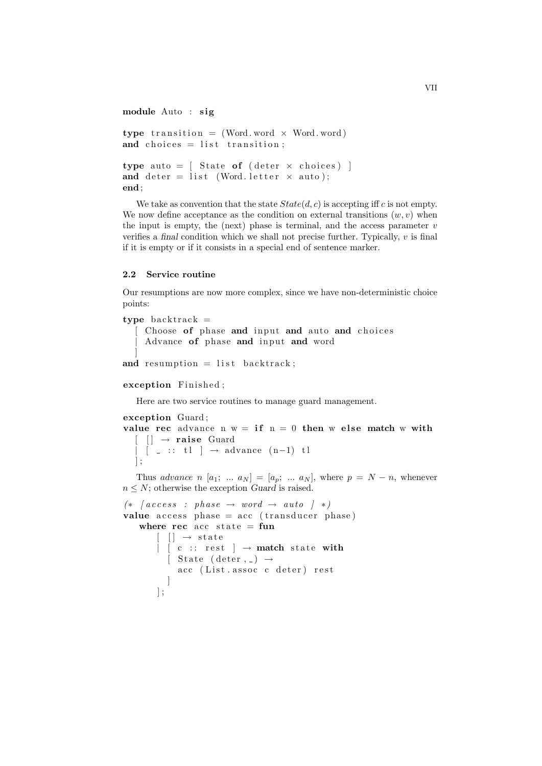```
module Auto : sig

type transition = (Word.word × Word.word)
and choices = list transition;

type auto = [ State of (deter × choices) ]
and deter = list (Word.letter × auto);
end;
```

We take as convention that the state $State(d, c)$ is accepting iff $c$ is not empty. We now define acceptance as the condition on external transitions $(w, v)$ when the input is empty, the (next) phase is terminal, and the access parameter $v$ verifies a *final* condition which we shall not precise further. Typically, $v$ is final if it is empty or if it consists in a special end of sentence marker.

### 2.2 Service routine

Our resumptions are now more complex, since we have non-deterministic choice points:

```
type backtrack =
  [ Choose of phase and input and auto and choices
  | Advance of phase and input and word
  ]
and resumption = list backtrack;

exception Finished;
```

Here are two service routines to manage guard management.

```
exception Guard;
value rec advance n w = if n = 0 then w else match w with
  [ [] → raise Guard
  | [ _ :: tl ] → advance (n−1) tl
  ];
```

Thus *advance* $n$ $[a_1;\ ...\ a_N] = [a_p;\ ...\ a_N]$, where $p = N - n$, whenever $n \leq N$; otherwise the exception *Guard* is raised.

```
(* [access : phase → word → auto] *)
value access phase = acc (transducer phase)
   where rec acc state = fun
      [ [] → state
      | [ c :: rest ] → match state with
         [ State (deter,_) →
           acc (List.assoc c deter) rest
         ]
      ];
```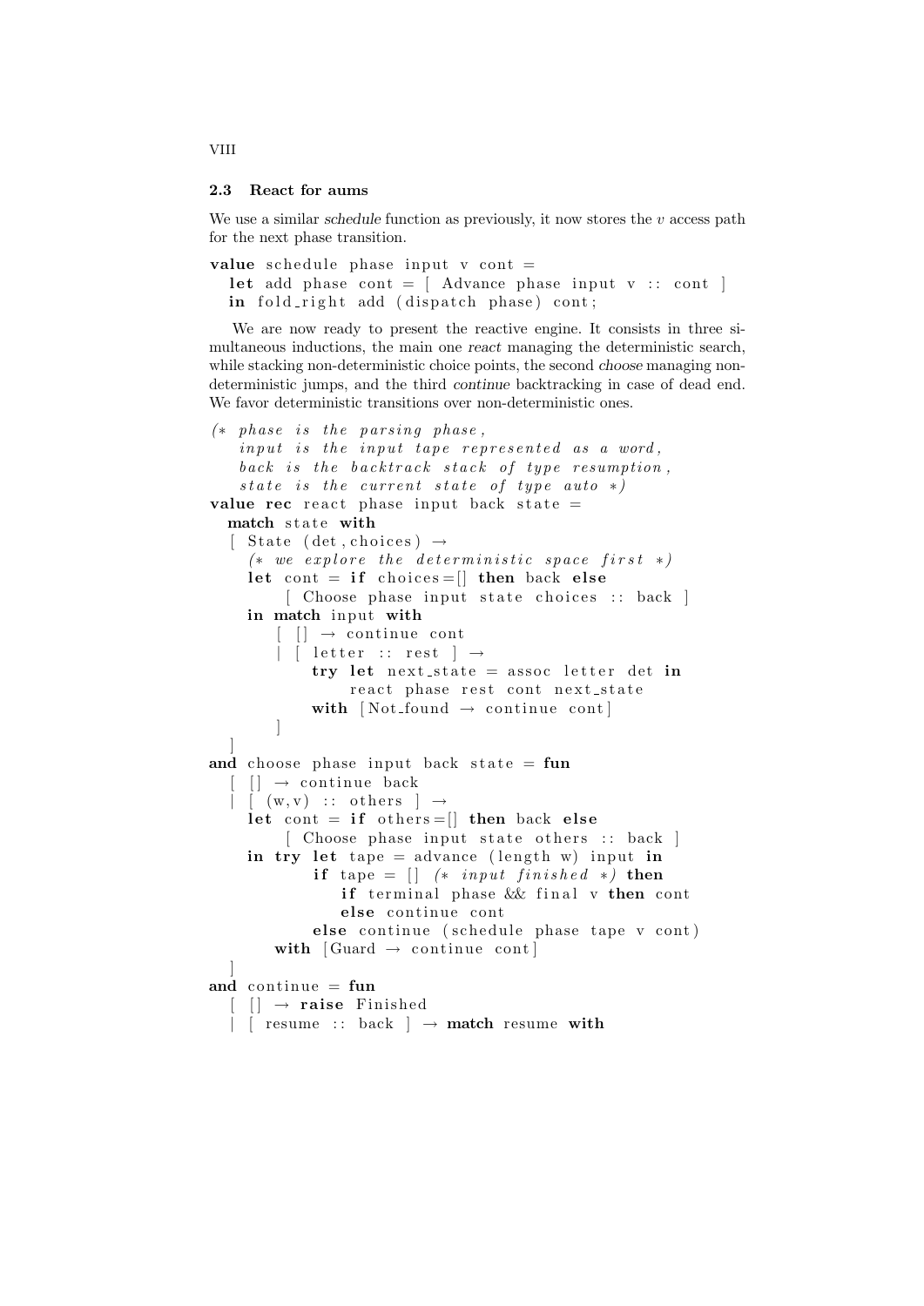### 2.3 React for aums

We use a similar *schedule* function as previously, it now stores the $v$ access path for the next phase transition.

```
value schedule phase input v cont =
  let add phase cont = [ Advance phase input v :: cont ]
  in fold_right add (dispatch phase) cont;
```

We are now ready to present the reactive engine. It consists in three simultaneous inductions, the main one *react* managing the deterministic search, while stacking non-deterministic choice points, the second *choose* managing non-deterministic jumps, and the third *continue* backtracking in case of dead end. We favor deterministic transitions over non-deterministic ones.

```
(* phase is the parsing phase,
   input is the input tape represented as a word,
   back is the backtrack stack of type resumption,
   state is the current state of type auto *)
value rec react phase input back state =
  match state with
  [ State (det,choices) →
    (* we explore the deterministic space first *)
    let cont = if choices=[] then back else
         [ Choose phase input state choices :: back ]
    in match input with
        [ [] → continue cont
        | [ letter :: rest ] →
            try let next_state = assoc letter det in
                react phase rest cont next_state
            with [Not_found → continue cont]
        ]
  ]
and choose phase input back state = fun
  [ [] → continue back
  | [ (w,v) :: others ] →
    let cont = if others=[] then back else
         [ Choose phase input state others :: back ]
    in try let tape = advance (length w) input in
           if tape = [] (* input finished *) then
              if terminal phase && final v then cont
              else continue cont
           else continue (schedule phase tape v cont)
       with [Guard → continue cont]
  ]
and continue = fun
  [ [] → raise Finished
  | [ resume :: back ] → match resume with
```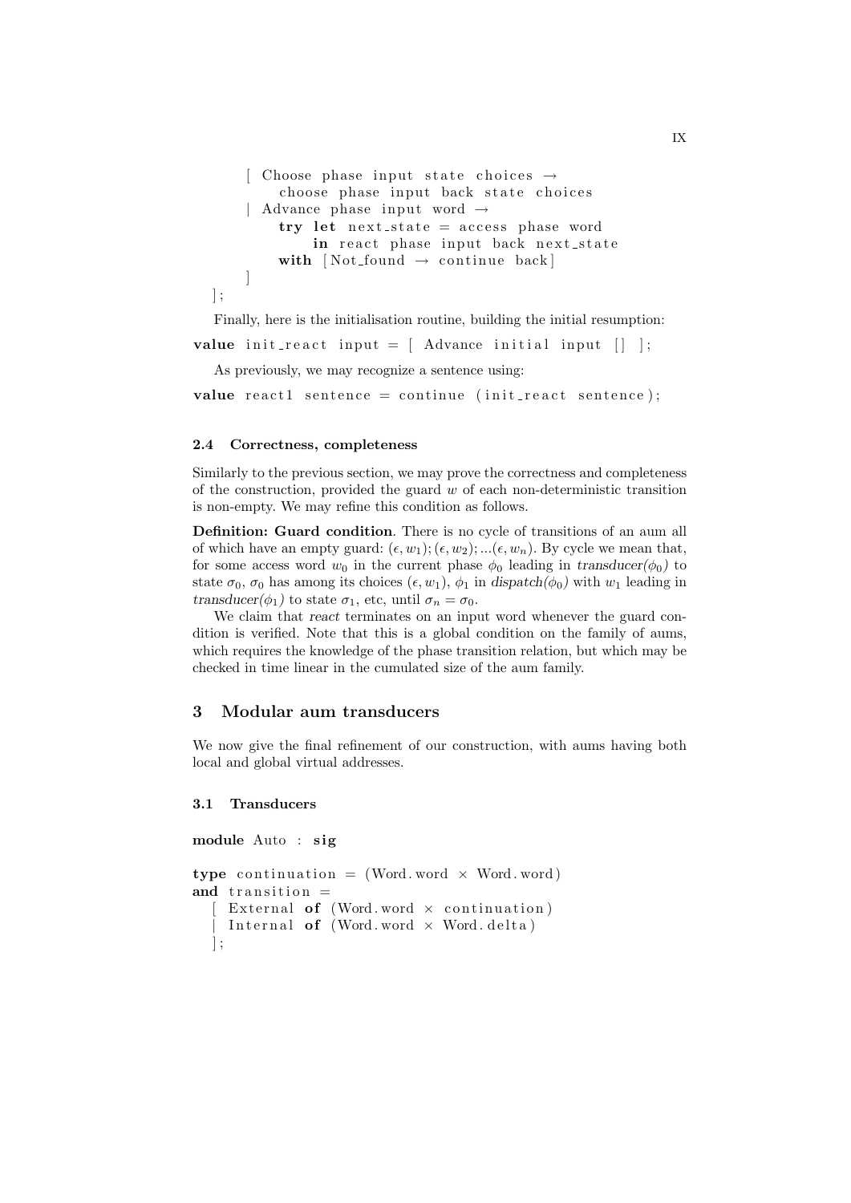```
    [ Choose phase input state choices →
        choose phase input back state choices
    | Advance phase input word →
        try let next_state = access phase word
            in react phase input back next_state
        with [Not_found → continue back]
    ]
  ];
```

Finally, here is the initialisation routine, building the initial resumption:

```
value init_react input = [ Advance initial input [] ];
```

As previously, we may recognize a sentence using:

```
value react1 sentence = continue (init_react sentence);
```

### 2.4 Correctness, completeness

Similarly to the previous section, we may prove the correctness and completeness of the construction, provided the guard $w$ of each non-deterministic transition is non-empty. We may refine this condition as follows.

**Definition: Guard condition**. There is no cycle of transitions of an aum all of which have an empty guard: $(\epsilon, w_1); (\epsilon, w_2); ...(\epsilon, w_n)$. By cycle we mean that, for some access word $w_0$ in the current phase $\phi_0$ leading in *transducer($\phi_0$)* to state $\sigma_0$, $\sigma_0$ has among its choices $(\epsilon, w_1)$, $\phi_1$ in *dispatch($\phi_0$)* with $w_1$ leading in *transducer($\phi_1$)* to state $\sigma_1$, etc, until $\sigma_n = \sigma_0$.

We claim that *react* terminates on an input word whenever the guard condition is verified. Note that this is a global condition on the family of aums, which requires the knowledge of the phase transition relation, but which may be checked in time linear in the cumulated size of the aum family.

## 3 Modular aum transducers

We now give the final refinement of our construction, with aums having both local and global virtual addresses.

### 3.1 Transducers

```
module Auto : sig

type continuation = (Word.word × Word.word)
and transition =
  [ External of (Word.word × continuation)
  | Internal of (Word.word × Word.delta)
  ];
```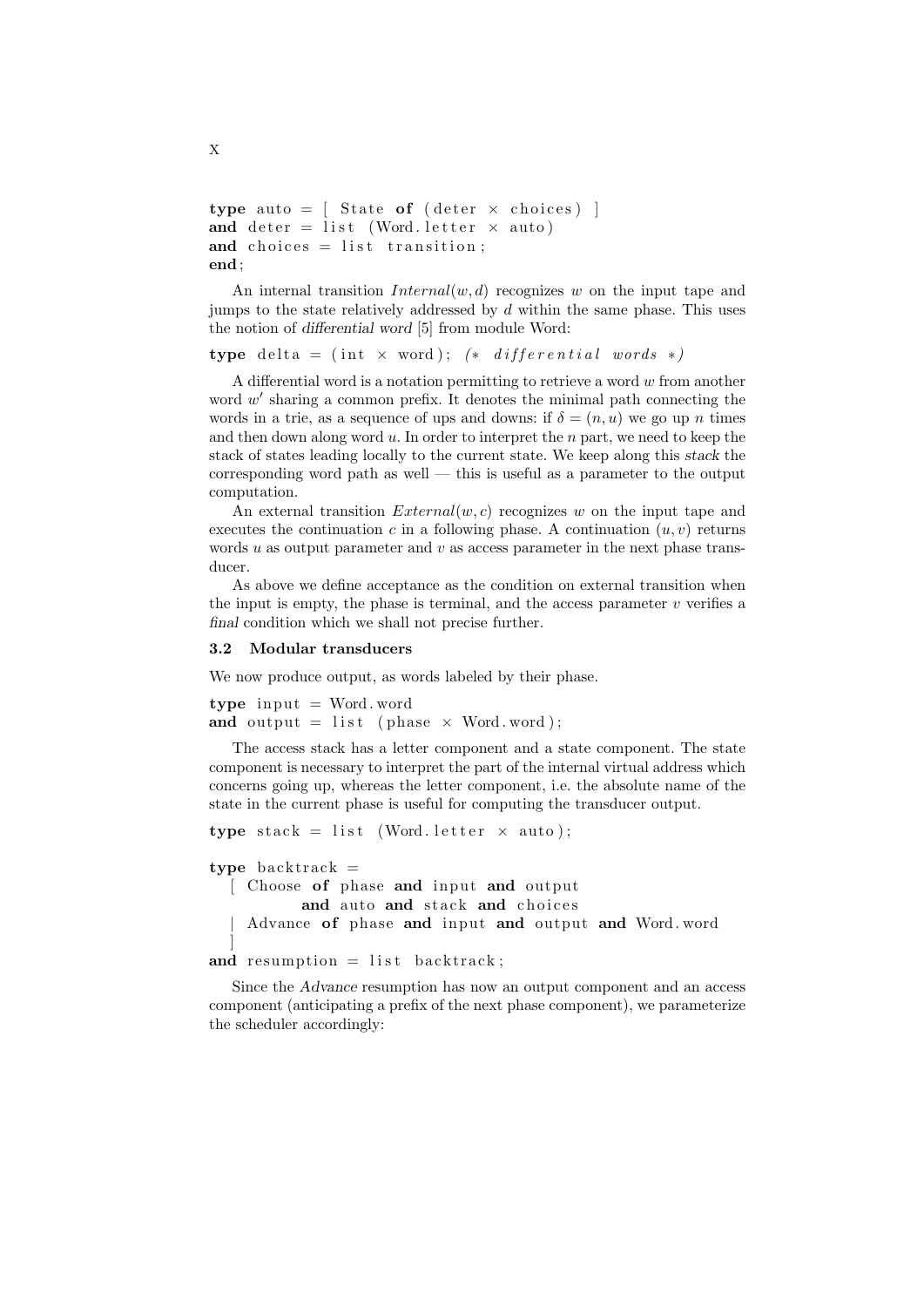```
type auto = [ State of (deter × choices) ]
and deter = list (Word.letter × auto)
and choices = list transition;
end;
```

An internal transition $Internal(w, d)$ recognizes $w$ on the input tape and jumps to the state relatively addressed by $d$ within the same phase. This uses the notion of *differential word* [5] from module Word:

```
type delta = (int × word); (* differential words *)
```

A differential word is a notation permitting to retrieve a word $w$ from another word $w'$ sharing a common prefix. It denotes the minimal path connecting the words in a trie, as a sequence of ups and downs: if $\delta = (n, u)$ we go up $n$ times and then down along word $u$. In order to interpret the $n$ part, we need to keep the stack of states leading locally to the current state. We keep along this *stack* the corresponding word path as well — this is useful as a parameter to the output computation.

An external transition $External(w, c)$ recognizes $w$ on the input tape and executes the continuation $c$ in a following phase. A continuation $(u, v)$ returns words $u$ as output parameter and $v$ as access parameter in the next phase transducer.

As above we define acceptance as the condition on external transition when the input is empty, the phase is terminal, and the access parameter $v$ verifies a *final* condition which we shall not precise further.

### 3.2 Modular transducers

We now produce output, as words labeled by their phase.

```
type input = Word.word
and output = list (phase × Word.word);
```

The access stack has a letter component and a state component. The state component is necessary to interpret the part of the internal virtual address which concerns going up, whereas the letter component, i.e. the absolute name of the state in the current phase is useful for computing the transducer output.

```
type stack = list (Word.letter × auto);

type backtrack =
  [ Choose of phase and input and output
          and auto and stack and choices
  | Advance of phase and input and output and Word.word
  ]
and resumption = list backtrack;
```

Since the *Advance* resumption has now an output component and an access component (anticipating a prefix of the next phase component), we parameterize the scheduler accordingly: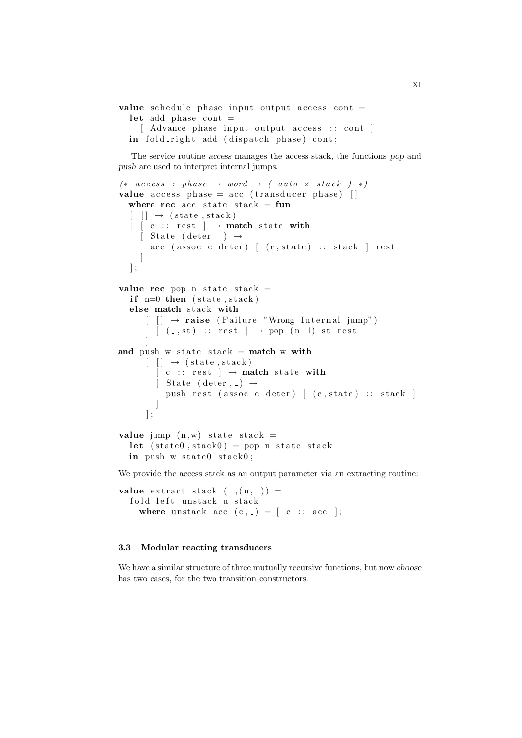```
value schedule phase input output access cont =
  let add phase cont =
    [ Advance phase input output access :: cont ]
  in fold_right add (dispatch phase) cont;
```

The service routine *access* manages the access stack, the functions *pop* and *push* are used to interpret internal jumps.

```
(* access : phase → word → ( auto × stack ) *)
value access phase = acc (transducer phase) []
  where rec acc state stack = fun
  [ [] → (state,stack)
  | [ c :: rest ] → match state with
    [ State (deter,_) →
      acc (assoc c deter) [ (c,state) :: stack ] rest
    ]
  ];

value rec pop n state stack =
  if n=0 then (state,stack)
  else match stack with
     [ [] → raise (Failure "Wrong Internal jump")
     | [ (_,st) :: rest ] → pop (n−1) st rest
     ]
and push w state stack = match w with
     [ [] → (state,stack)
     | [ c :: rest ] → match state with
       [ State (deter,_) →
         push rest (assoc c deter) [ (c,state) :: stack ]
       ]
     ];

value jump (n,w) state stack =
  let (state0,stack0) = pop n state stack
  in push w state0 stack0;
```

We provide the access stack as an output parameter via an extracting routine:

```
value extract stack (_,(u,_)) =
  fold_left unstack u stack
    where unstack acc (c,_) = [ c :: acc ];
```

### 3.3 Modular reacting transducers

We have a similar structure of three mutually recursive functions, but now *choose* has two cases, for the two transition constructors.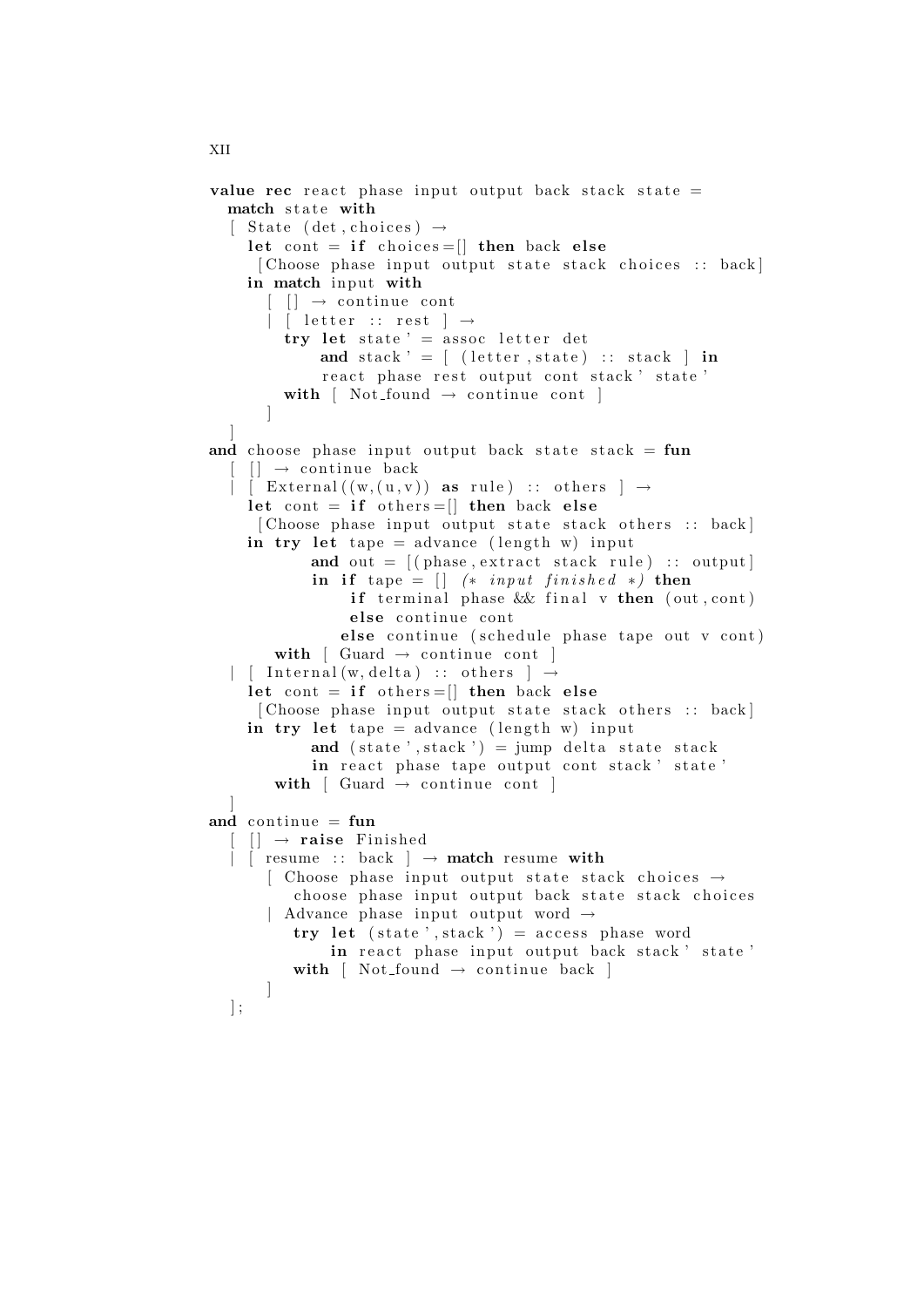```
value rec react phase input output back stack state =
  match state with
  [ State (det,choices) →
    let cont = if choices=[] then back else
      [Choose phase input output state stack choices :: back]
    in match input with
      [ [] → continue cont
      | [ letter :: rest ] →
        try let state' = assoc letter det
            and stack' = [ (letter,state) :: stack ] in
            react phase rest output cont stack' state'
        with [ Not_found → continue cont ]
      ]
  ]
and choose phase input output back state stack = fun
  [ [] → continue back
  | [ External((w,(u,v)) as rule) :: others ] →
    let cont = if others=[] then back else
      [Choose phase input output state stack others :: back]
    in try let tape = advance (length w) input
           and out = [(phase,extract stack rule) :: output]
           in if tape = [] (* input finished *) then
                if terminal phase && final v then (out,cont)
                else continue cont
              else continue (schedule phase tape out v cont)
       with [ Guard → continue cont ]
  | [ Internal(w,delta) :: others ] →
    let cont = if others=[] then back else
      [Choose phase input output state stack others :: back]
    in try let tape = advance (length w) input
           and (state',stack') = jump delta state stack
           in react phase tape output cont stack' state'
       with [ Guard → continue cont ]
  ]
and continue = fun
  [ [] → raise Finished
  | [ resume :: back ] → match resume with
      [ Choose phase input output state stack choices →
          choose phase input output back state stack choices
      | Advance phase input output word →
          try let (state',stack') = access phase word
              in react phase input output back stack' state'
          with [ Not_found → continue back ]
      ]
  ];
```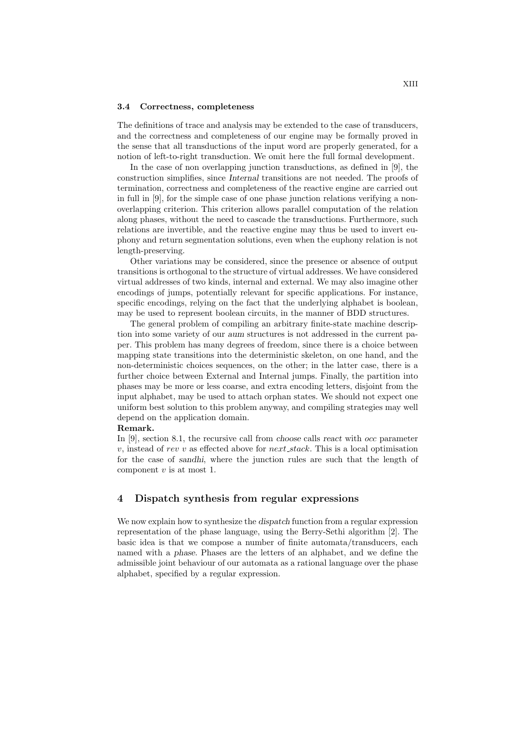### 3.4 Correctness, completeness

The definitions of trace and analysis may be extended to the case of transducers, and the correctness and completeness of our engine may be formally proved in the sense that all transductions of the input word are properly generated, for a notion of left-to-right transduction. We omit here the full formal development.

In the case of non overlapping junction transductions, as defined in [9], the construction simplifies, since *Internal* transitions are not needed. The proofs of termination, correctness and completeness of the reactive engine are carried out in full in [9], for the simple case of one phase junction relations verifying a non-overlapping criterion. This criterion allows parallel computation of the relation along phases, without the need to cascade the transductions. Furthermore, such relations are invertible, and the reactive engine may thus be used to invert euphony and return segmentation solutions, even when the euphony relation is not length-preserving.

Other variations may be considered, since the presence or absence of output transitions is orthogonal to the structure of virtual addresses. We have considered virtual addresses of two kinds, internal and external. We may also imagine other encodings of jumps, potentially relevant for specific applications. For instance, specific encodings, relying on the fact that the underlying alphabet is boolean, may be used to represent boolean circuits, in the manner of BDD structures.

The general problem of compiling an arbitrary finite-state machine description into some variety of our *aum* structures is not addressed in the current paper. This problem has many degrees of freedom, since there is a choice between mapping state transitions into the deterministic skeleton, on one hand, and the non-deterministic choices sequences, on the other; in the latter case, there is a further choice between External and Internal jumps. Finally, the partition into phases may be more or less coarse, and extra encoding letters, disjoint from the input alphabet, may be used to attach orphan states. We should not expect one uniform best solution to this problem anyway, and compiling strategies may well depend on the application domain.

**Remark.**
In [9], section 8.1, the recursive call from *choose* calls *react* with *occ* parameter $v$, instead of $rev\ v$ as effected above for $next\_stack$. This is a local optimisation for the case of *sandhi*, where the junction rules are such that the length of component $v$ is at most 1.

## 4 Dispatch synthesis from regular expressions

We now explain how to synthesize the *dispatch* function from a regular expression representation of the phase language, using the Berry-Sethi algorithm [2]. The basic idea is that we compose a number of finite automata/transducers, each named with a *phase*. Phases are the letters of an alphabet, and we define the admissible joint behaviour of our automata as a rational language over the phase alphabet, specified by a regular expression.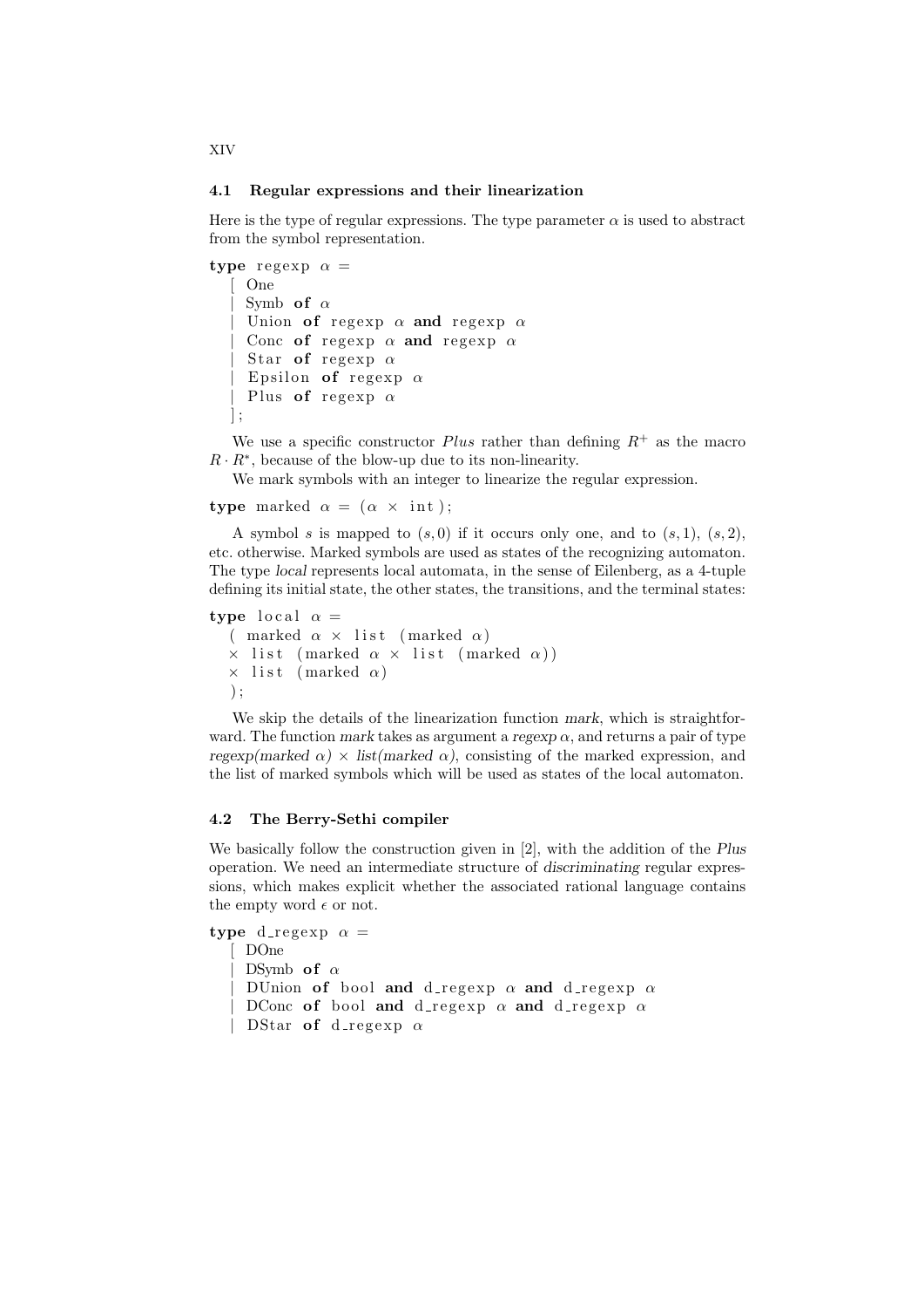### 4.1 Regular expressions and their linearization

Here is the type of regular expressions. The type parameter $\alpha$ is used to abstract from the symbol representation.

```
type regexp α =
  [ One
  | Symb of α
  | Union of regexp α and regexp α
  | Conc of regexp α and regexp α
  | Star of regexp α
  | Epsilon of regexp α
  | Plus of regexp α
  ];
```

We use a specific constructor *Plus* rather than defining $R^+$ as the macro $R \cdot R^*$, because of the blow-up due to its non-linearity.

We mark symbols with an integer to linearize the regular expression.

```
type marked α = (α × int);
```

A symbol $s$ is mapped to $(s, 0)$ if it occurs only one, and to $(s, 1)$, $(s, 2)$, etc. otherwise. Marked symbols are used as states of the recognizing automaton. The type *local* represents local automata, in the sense of Eilenberg, as a 4-tuple defining its initial state, the other states, the transitions, and the terminal states:

```
type local α =
  ( marked α × list (marked α)
  × list (marked α × list (marked α))
  × list (marked α)
  );
```

We skip the details of the linearization function *mark*, which is straightforward. The function *mark* takes as argument a *regexp* $\alpha$, and returns a pair of type *regexp(marked* $\alpha$*)* $\times$ *list(marked* $\alpha$*)*, consisting of the marked expression, and the list of marked symbols which will be used as states of the local automaton.

### 4.2 The Berry-Sethi compiler

We basically follow the construction given in [2], with the addition of the *Plus* operation. We need an intermediate structure of *discriminating* regular expressions, which makes explicit whether the associated rational language contains the empty word $\epsilon$ or not.

```
type d_regexp α =
  [ DOne
  | DSymb of α
  | DUnion of bool and d_regexp α and d_regexp α
  | DConc of bool and d_regexp α and d_regexp α
  | DStar of d_regexp α
```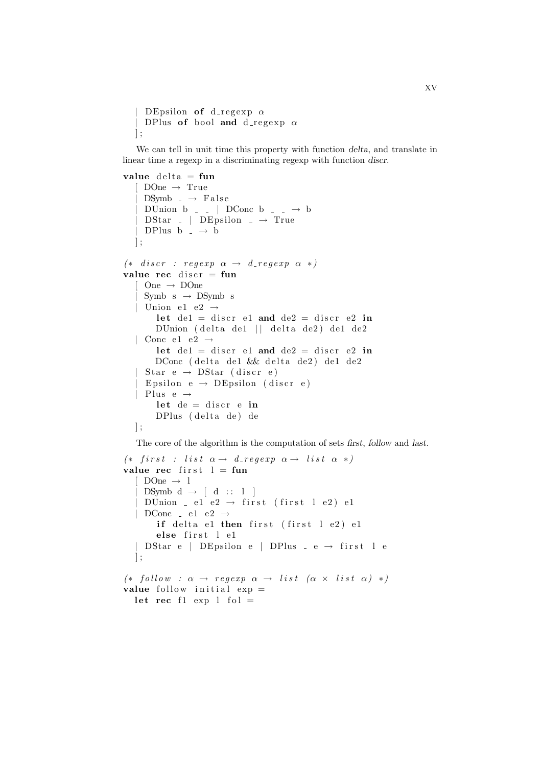```
  | DEpsilon of d_regexp α
  | DPlus of bool and d_regexp α
  ];
```

We can tell in unit time this property with function *delta*, and translate in linear time a regexp in a discriminating regexp with function *discr*.

```
value delta = fun
  [ DOne → True
  | DSymb _ → False
  | DUnion b _ _ | DConc b _ _ → b
  | DStar _ | DEpsilon _ → True
  | DPlus b _ → b
  ];

(* discr : regexp α → d_regexp α *)
value rec discr = fun
  [ One → DOne
  | Symb s → DSymb s
  | Union e1 e2 →
      let de1 = discr e1 and de2 = discr e2 in
      DUnion (delta de1 || delta de2) de1 de2
  | Conc e1 e2 →
      let de1 = discr e1 and de2 = discr e2 in
      DConc (delta de1 && delta de2) de1 de2
  | Star e → DStar (discr e)
  | Epsilon e → DEpsilon (discr e)
  | Plus e →
      let de = discr e in
      DPlus (delta de) de
  ];
```

The core of the algorithm is the computation of sets *first*, *follow* and *last*.

```
(* first : list α → d_regexp α → list α *)
value rec first l = fun
  [ DOne → l
  | DSymb d → [ d :: l ]
  | DUnion _ e1 e2 → first (first l e2) e1
  | DConc _ e1 e2 →
      if delta e1 then first (first l e2) e1
      else first l e1
  | DStar e | DEpsilon e | DPlus _ e → first l e
  ];

(* follow : α → regexp α → list (α × list α) *)
value follow initial exp =
  let rec f1 exp l fol =
```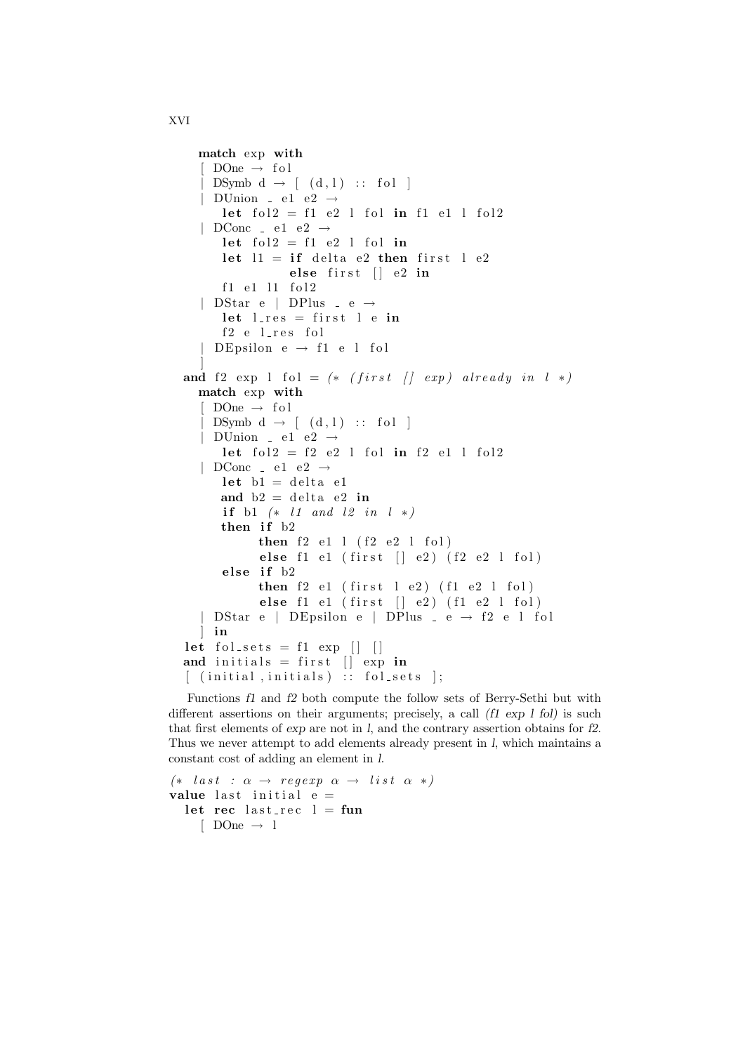```
    match exp with
    [ DOne → fol
    | DSymb d → [ (d,l) :: fol ]
    | DUnion _ e1 e2 →
        let fol2 = f1 e2 l fol in f1 e1 l fol2
    | DConc _ e1 e2 →
        let fol2 = f1 e2 l fol in
        let l1 = if delta e2 then first l e2
                 else first [] e2 in
        f1 e1 l1 fol2
    | DStar e | DPlus _ e →
        let l_res = first l e in
        f2 e l_res fol
    | DEpsilon e → f1 e l fol
    ]
  and f2 exp l fol = (* (first [] exp) already in l *)
    match exp with
    [ DOne → fol
    | DSymb d → [ (d,l) :: fol ]
    | DUnion _ e1 e2 →
        let fol2 = f2 e2 l fol in f2 e1 l fol2
    | DConc _ e1 e2 →
        let b1 = delta e1
        and b2 = delta e2 in
        if b1 (* l1 and l2 in l *)
        then if b2
             then f2 e1 l (f2 e2 l fol)
             else f1 e1 (first [] e2) (f2 e2 l fol)
        else if b2
             then f2 e1 (first l e2) (f1 e2 l fol)
             else f1 e1 (first [] e2) (f1 e2 l fol)
    | DStar e | DEpsilon e | DPlus _ e → f2 e l fol
    ] in
  let fol_sets = f1 exp [] []
  and initials = first [] exp in
  [ (initial,initials) :: fol_sets ];
```

Functions *f1* and *f2* both compute the follow sets of Berry-Sethi but with different assertions on their arguments; precisely, a call *(f1 exp l fol)* is such that first elements of *exp* are not in *l*, and the contrary assertion obtains for *f2*. Thus we never attempt to add elements already present in *l*, which maintains a constant cost of adding an element in *l*.

```
(* last : α → regexp α → list α *)
value last initial e =
  let rec last_rec l = fun
    [ DOne → l
```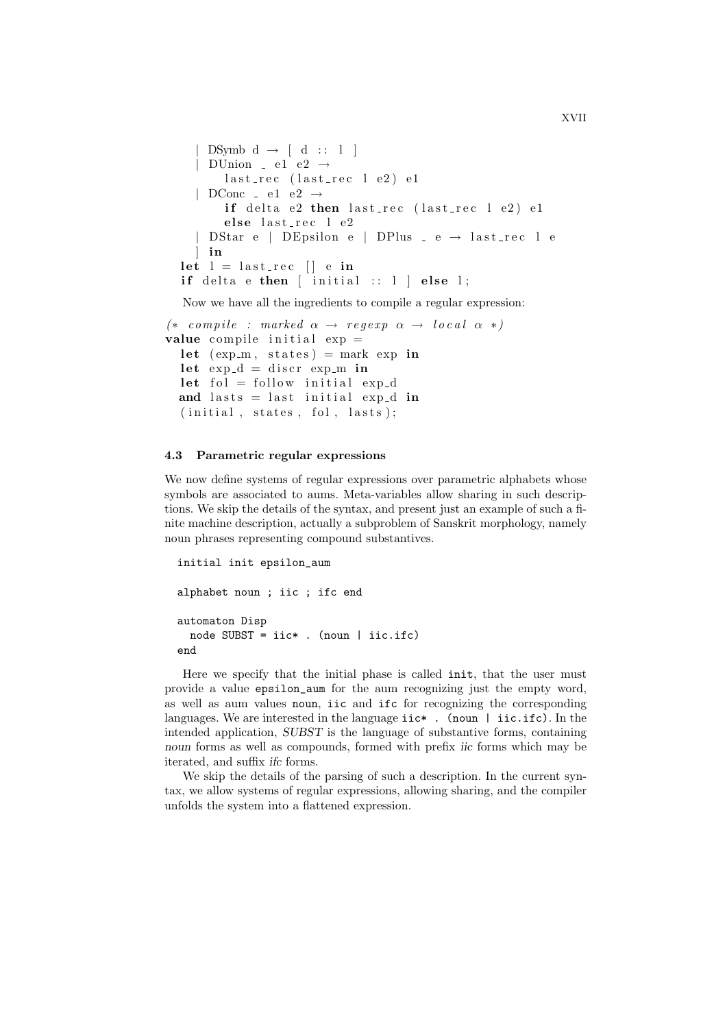```
    | DSymb d → [ d :: l ]
    | DUnion _ e1 e2 →
        last_rec (last_rec l e2) e1
    | DConc _ e1 e2 →
        if delta e2 then last_rec (last_rec l e2) e1
        else last_rec l e2
    | DStar e | DEpsilon e | DPlus _ e → last_rec l e
    ] in
  let l = last_rec [] e in
  if delta e then [ initial :: l ] else l;
```

Now we have all the ingredients to compile a regular expression:

```
(* compile : marked α → regexp α → local α *)
value compile initial exp =
  let (exp_m, states) = mark exp in
  let exp_d = discr exp_m in
  let fol = follow initial exp_d
  and lasts = last initial exp_d in
  (initial, states, fol, lasts);
```

### 4.3 Parametric regular expressions

We now define systems of regular expressions over parametric alphabets whose symbols are associated to aums. Meta-variables allow sharing in such descriptions. We skip the details of the syntax, and present just an example of such a finite machine description, actually a subproblem of Sanskrit morphology, namely noun phrases representing compound substantives.

```
initial init epsilon_aum

alphabet noun ; iic ; ifc end

automaton Disp
  node SUBST = iic* . (noun | iic.ifc)
end
```

Here we specify that the initial phase is called `init`, that the user must provide a value `epsilon_aum` for the aum recognizing just the empty word, as well as aum values `noun`, `iic` and `ifc` for recognizing the corresponding languages. We are interested in the language `iic* . (noun | iic.ifc)`. In the intended application, *SUBST* is the language of substantive forms, containing *noun* forms as well as compounds, formed with prefix *iic* forms which may be iterated, and suffix *ifc* forms.

We skip the details of the parsing of such a description. In the current syntax, we allow systems of regular expressions, allowing sharing, and the compiler unfolds the system into a flattened expression.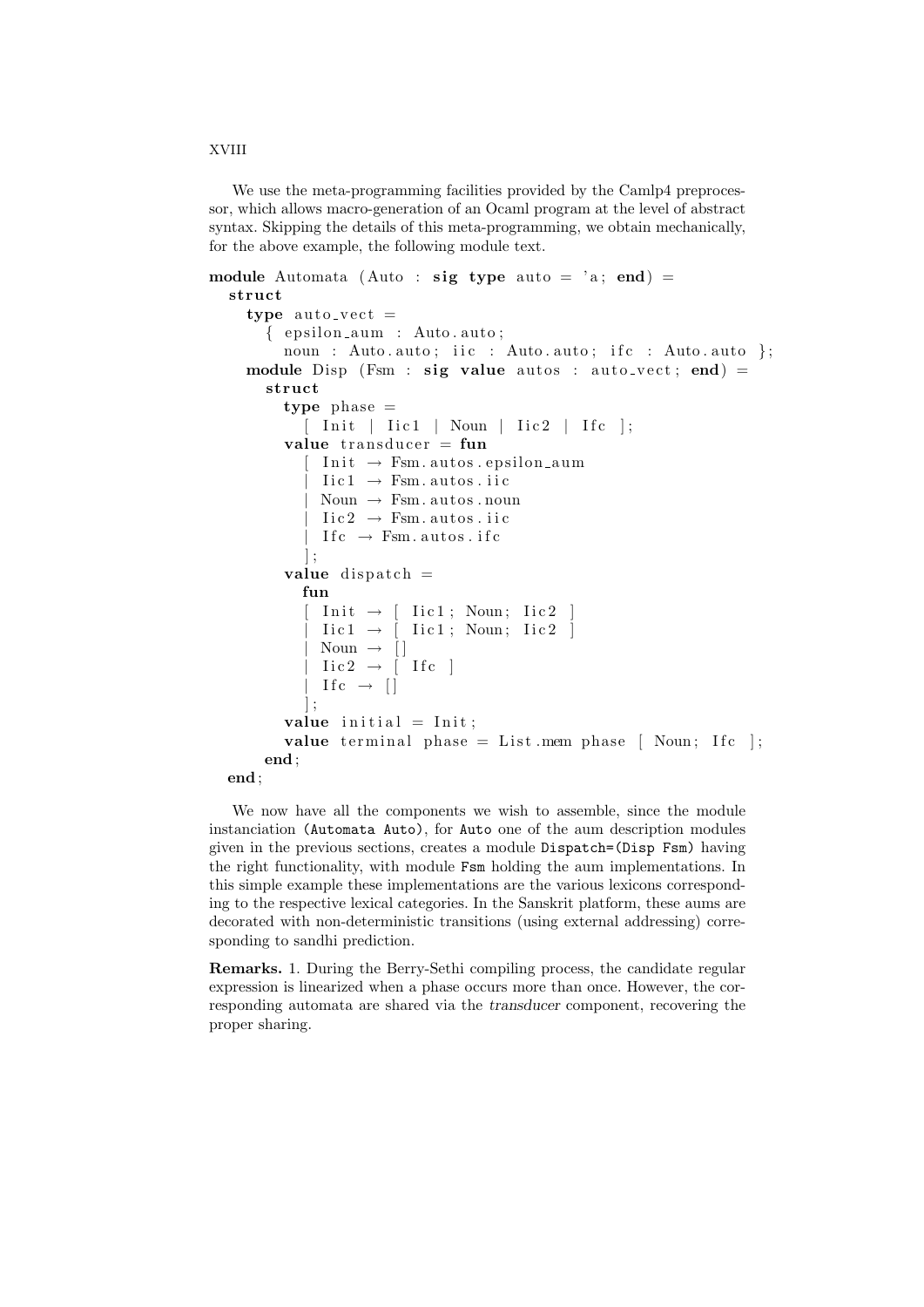We use the meta-programming facilities provided by the Camlp4 preprocessor, which allows macro-generation of an Ocaml program at the level of abstract syntax. Skipping the details of this meta-programming, we obtain mechanically, for the above example, the following module text.

```
module Automata (Auto : sig type auto = 'a; end) =
  struct
    type auto_vect =
      { epsilon_aum : Auto.auto;
        noun : Auto.auto; iic : Auto.auto; ifc : Auto.auto };
    module Disp (Fsm : sig value autos : auto_vect; end) =
      struct
        type phase =
          [ Init | Iic1 | Noun | Iic2 | Ifc ];
        value transducer = fun
          [ Init → Fsm.autos.epsilon_aum
          | Iic1 → Fsm.autos.iic
          | Noun → Fsm.autos.noun
          | Iic2 → Fsm.autos.iic
          | Ifc → Fsm.autos.ifc
          ];
        value dispatch =
          fun
          [ Init → [ Iic1; Noun; Iic2 ]
          | Iic1 → [ Iic1; Noun; Iic2 ]
          | Noun → []
          | Iic2 → [ Ifc ]
          | Ifc → []
          ];
        value initial = Init;
        value terminal phase = List.mem phase [ Noun; Ifc ];
      end;
  end;
```

We now have all the components we wish to assemble, since the module instanciation `(Automata Auto)`, for `Auto` one of the aum description modules given in the previous sections, creates a module `Dispatch=(Disp Fsm)` having the right functionality, with module `Fsm` holding the aum implementations. In this simple example these implementations are the various lexicons corresponding to the respective lexical categories. In the Sanskrit platform, these aums are decorated with non-deterministic transitions (using external addressing) corresponding to sandhi prediction.

**Remarks.** 1. During the Berry-Sethi compiling process, the candidate regular expression is linearized when a phase occurs more than once. However, the corresponding automata are shared via the *transducer* component, recovering the proper sharing.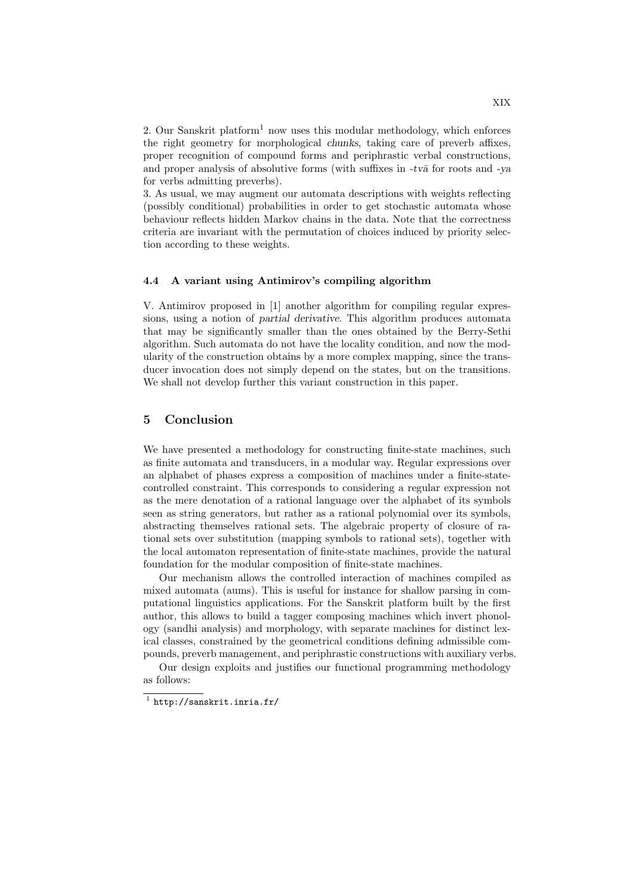2. Our Sanskrit platform[1] now uses this modular methodology, which enforces the right geometry for morphological *chunks*, taking care of preverb affixes, proper recognition of compound forms and periphrastic verbal constructions, and proper analysis of absolutive forms (with suffixes in *-tvā* for roots and *-ya* for verbs admitting preverbs).
3. As usual, we may augment our automata descriptions with weights reflecting (possibly conditional) probabilities in order to get stochastic automata whose behaviour reflects hidden Markov chains in the data. Note that the correctness criteria are invariant with the permutation of choices induced by priority selection according to these weights.

### 4.4 A variant using Antimirov's compiling algorithm

V. Antimirov proposed in [1] another algorithm for compiling regular expressions, using a notion of *partial derivative*. This algorithm produces automata that may be significantly smaller than the ones obtained by the Berry-Sethi algorithm. Such automata do not have the locality condition, and now the modularity of the construction obtains by a more complex mapping, since the transducer invocation does not simply depend on the states, but on the transitions. We shall not develop further this variant construction in this paper.

## 5 Conclusion

We have presented a methodology for constructing finite-state machines, such as finite automata and transducers, in a modular way. Regular expressions over an alphabet of phases express a composition of machines under a finite-state-controlled constraint. This corresponds to considering a regular expression not as the mere denotation of a rational language over the alphabet of its symbols seen as string generators, but rather as a rational polynomial over its symbols, abstracting themselves rational sets. The algebraic property of closure of rational sets over substitution (mapping symbols to rational sets), together with the local automaton representation of finite-state machines, provide the natural foundation for the modular composition of finite-state machines.

Our mechanism allows the controlled interaction of machines compiled as mixed automata (aums). This is useful for instance for shallow parsing in computational linguistics applications. For the Sanskrit platform built by the first author, this allows to build a tagger composing machines which invert phonology (sandhi analysis) and morphology, with separate machines for distinct lexical classes, constrained by the geometrical conditions defining admissible compounds, preverb management, and periphrastic constructions with auxiliary verbs.

Our design exploits and justifies our functional programming methodology as follows:

[1] http://sanskrit.inria.fr/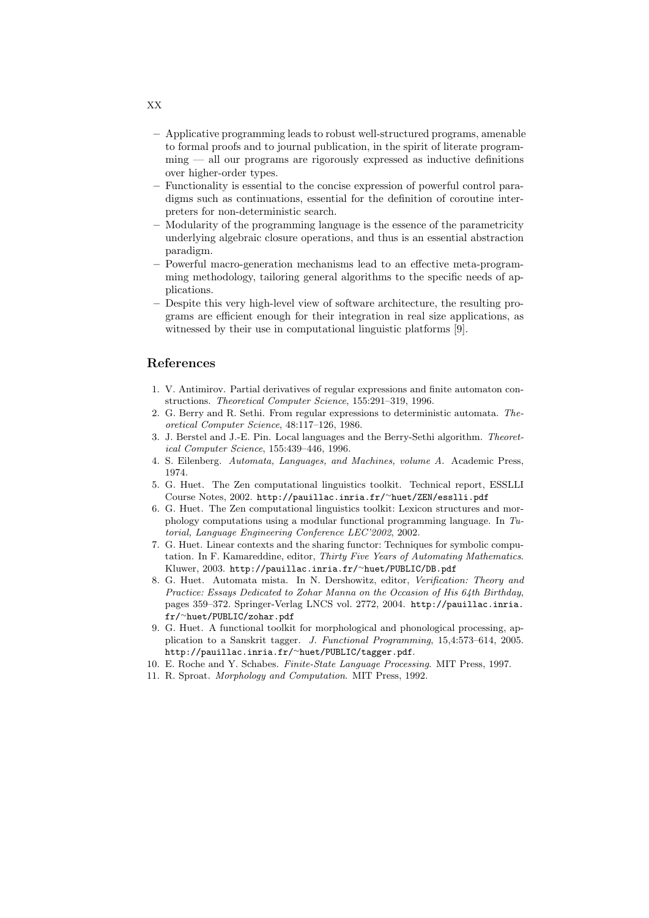– Applicative programming leads to robust well-structured programs, amenable to formal proofs and to journal publication, in the spirit of literate programming — all our programs are rigorously expressed as inductive definitions over higher-order types.
– Functionality is essential to the concise expression of powerful control paradigms such as continuations, essential for the definition of coroutine interpreters for non-deterministic search.
– Modularity of the programming language is the essence of the parametricity underlying algebraic closure operations, and thus is an essential abstraction paradigm.
– Powerful macro-generation mechanisms lead to an effective meta-programming methodology, tailoring general algorithms to the specific needs of applications.
– Despite this very high-level view of software architecture, the resulting programs are efficient enough for their integration in real size applications, as witnessed by their use in computational linguistic platforms [9].

## References

1. V. Antimirov. Partial derivatives of regular expressions and finite automaton constructions. *Theoretical Computer Science*, 155:291–319, 1996.
2. G. Berry and R. Sethi. From regular expressions to deterministic automata. *Theoretical Computer Science*, 48:117–126, 1986.
3. J. Berstel and J.-E. Pin. Local languages and the Berry-Sethi algorithm. *Theoretical Computer Science*, 155:439–446, 1996.
4. S. Eilenberg. *Automata, Languages, and Machines, volume A*. Academic Press, 1974.
5. G. Huet. The Zen computational linguistics toolkit. Technical report, ESSLLI Course Notes, 2002. `http://pauillac.inria.fr/~huet/ZEN/esslli.pdf`
6. G. Huet. The Zen computational linguistics toolkit: Lexicon structures and morphology computations using a modular functional programming language. In *Tutorial, Language Engineering Conference LEC'2002*, 2002.
7. G. Huet. Linear contexts and the sharing functor: Techniques for symbolic computation. In F. Kamareddine, editor, *Thirty Five Years of Automating Mathematics*. Kluwer, 2003. `http://pauillac.inria.fr/~huet/PUBLIC/DB.pdf`
8. G. Huet. Automata mista. In N. Dershowitz, editor, *Verification: Theory and Practice: Essays Dedicated to Zohar Manna on the Occasion of His 64th Birthday*, pages 359–372. Springer-Verlag LNCS vol. 2772, 2004. `http://pauillac.inria.fr/~huet/PUBLIC/zohar.pdf`
9. G. Huet. A functional toolkit for morphological and phonological processing, application to a Sanskrit tagger. *J. Functional Programming*, 15,4:573–614, 2005. `http://pauillac.inria.fr/~huet/PUBLIC/tagger.pdf`.
10. E. Roche and Y. Schabes. *Finite-State Language Processing*. MIT Press, 1997.
11. R. Sproat. *Morphology and Computation*. MIT Press, 1992.